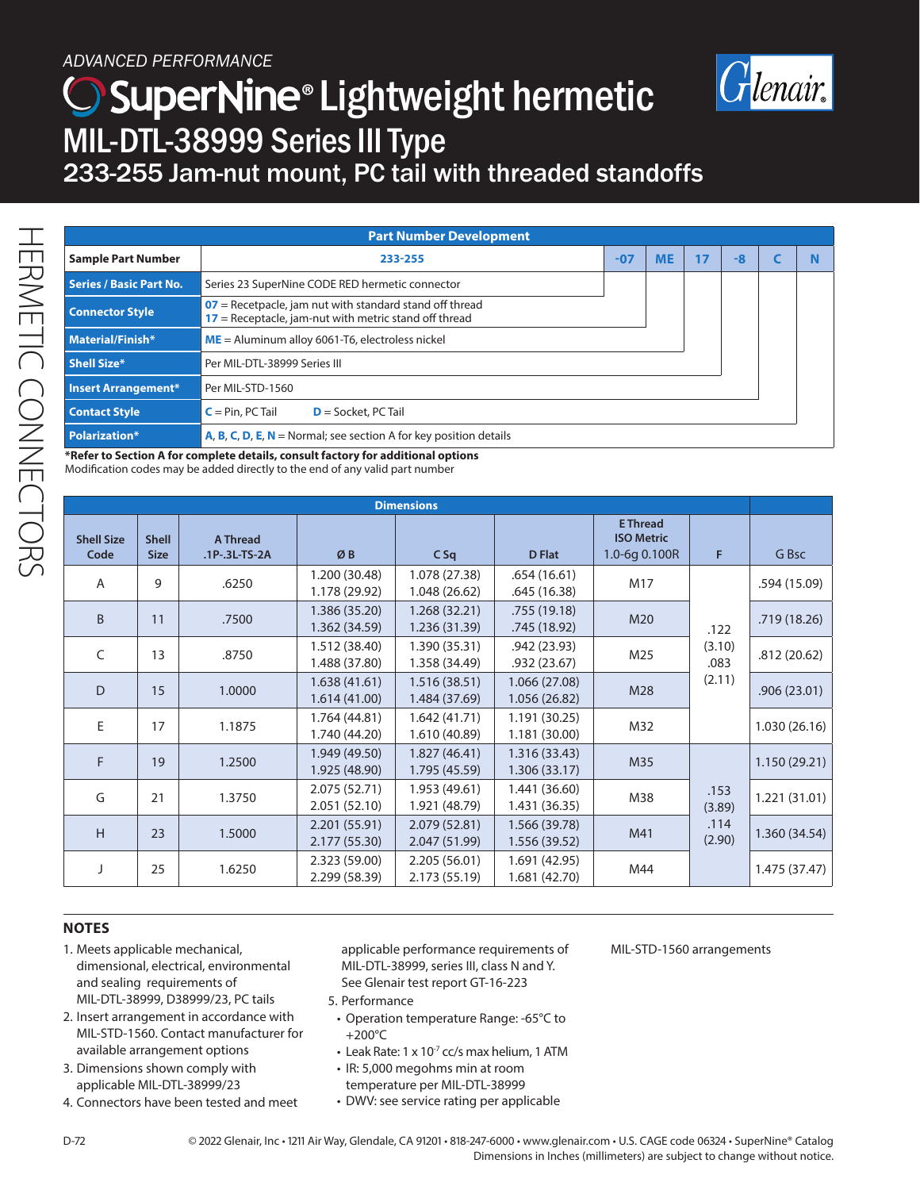*ADVANCED PERFORMANCE*

# SuperNine® Lightweight hermetic

## MIL-DTL-38999 Series III Type

### 233-255 Jam-nut mount, PC tail with threaded standoffs

HERMETIC CONNECTORS

| Part Number Development | | | | | | | |
|---|---|---|---|---|---|---|---|
| **Sample Part Number** | 233-255 | -07 | ME | 17 | -8 | C | N |
| **Series / Basic Part No.** | Series 23 SuperNine CODE RED hermetic connector | | | | | | |
| **Connector Style** | **07** = Recetpacle, jam nut with standard stand off thread<br>**17** = Receptacle, jam-nut with metric stand off thread | | | | | | |
| **Material/Finish*** | **ME** = Aluminum alloy 6061-T6, electroless nickel | | | | | | |
| **Shell Size*** | Per MIL-DTL-38999 Series III | | | | | | |
| **Insert Arrangement*** | Per MIL-STD-1560 | | | | | | |
| **Contact Style** | **C** = Pin, PC Tail     **D** = Socket, PC Tail | | | | | | |
| **Polarization*** | **A**, **B**, **C**, **D**, **E**, **N** = Normal; see section A for key position details | | | | | | |

***Refer to Section A for complete details, consult factory for additional options**
Modification codes may be added directly to the end of any valid part number

| Dimensions | | | | | | | | |
|---|---|---|---|---|---|---|---|---|
| **Shell Size Code** | **Shell Size** | **A Thread .1P-.3L-TS-2A** | **Ø B** | **C Sq** | **D Flat** | **E Thread ISO Metric 1.0-6g 0.100R** | **F** | **G Bsc** |
| A | 9 | .6250 | 1.200 (30.48)<br>1.178 (29.92) | 1.078 (27.38)<br>1.048 (26.62) | .654 (16.61)<br>.645 (16.38) | M17 | .122 (3.10)<br>.083 (2.11) | .594 (15.09) |
| B | 11 | .7500 | 1.386 (35.20)<br>1.362 (34.59) | 1.268 (32.21)<br>1.236 (31.39) | .755 (19.18)<br>.745 (18.92) | M20 | .122 (3.10)<br>.083 (2.11) | .719 (18.26) |
| C | 13 | .8750 | 1.512 (38.40)<br>1.488 (37.80) | 1.390 (35.31)<br>1.358 (34.49) | .942 (23.93)<br>.932 (23.67) | M25 | .122 (3.10)<br>.083 (2.11) | .812 (20.62) |
| D | 15 | 1.0000 | 1.638 (41.61)<br>1.614 (41.00) | 1.516 (38.51)<br>1.484 (37.69) | 1.066 (27.08)<br>1.056 (26.82) | M28 | .122 (3.10)<br>.083 (2.11) | .906 (23.01) |
| E | 17 | 1.1875 | 1.764 (44.81)<br>1.740 (44.20) | 1.642 (41.71)<br>1.610 (40.89) | 1.191 (30.25)<br>1.181 (30.00) | M32 | .122 (3.10)<br>.083 (2.11) | 1.030 (26.16) |
| F | 19 | 1.2500 | 1.949 (49.50)<br>1.925 (48.90) | 1.827 (46.41)<br>1.795 (45.59) | 1.316 (33.43)<br>1.306 (33.17) | M35 | .153 (3.89)<br>.114 (2.90) | 1.150 (29.21) |
| G | 21 | 1.3750 | 2.075 (52.71)<br>2.051 (52.10) | 1.953 (49.61)<br>1.921 (48.79) | 1.441 (36.60)<br>1.431 (36.35) | M38 | .153 (3.89)<br>.114 (2.90) | 1.221 (31.01) |
| H | 23 | 1.5000 | 2.201 (55.91)<br>2.177 (55.30) | 2.079 (52.81)<br>2.047 (51.99) | 1.566 (39.78)<br>1.556 (39.52) | M41 | .153 (3.89)<br>.114 (2.90) | 1.360 (34.54) |
| J | 25 | 1.6250 | 2.323 (59.00)<br>2.299 (58.39) | 2.205 (56.01)<br>2.173 (55.19) | 1.691 (42.95)<br>1.681 (42.70) | M44 | .153 (3.89)<br>.114 (2.90) | 1.475 (37.47) |

## NOTES

1. Meets applicable mechanical, dimensional, electrical, environmental and sealing requirements of MIL-DTL-38999, D38999/23, PC tails
2. Insert arrangement in accordance with MIL-STD-1560. Contact manufacturer for available arrangement options
3. Dimensions shown comply with applicable MIL-DTL-38999/23
4. Connectors have been tested and meet applicable performance requirements of MIL-DTL-38999, series III, class N and Y. See Glenair test report GT-16-223
5. Performance
   - Operation temperature Range: -65°C to +200°C
   - Leak Rate: 1 x $10^{-7}$ cc/s max helium, 1 ATM
   - IR: 5,000 megohms min at room temperature per MIL-DTL-38999
   - DWV: see service rating per applicable MIL-STD-1560 arrangements

© 2022 Glenair, Inc • 1211 Air Way, Glendale, CA 91201 • 818-247-6000 • www.glenair.com • U.S. CAGE code 06324 • SuperNine® Catalog
Dimensions in Inches (millimeters) are subject to change without notice.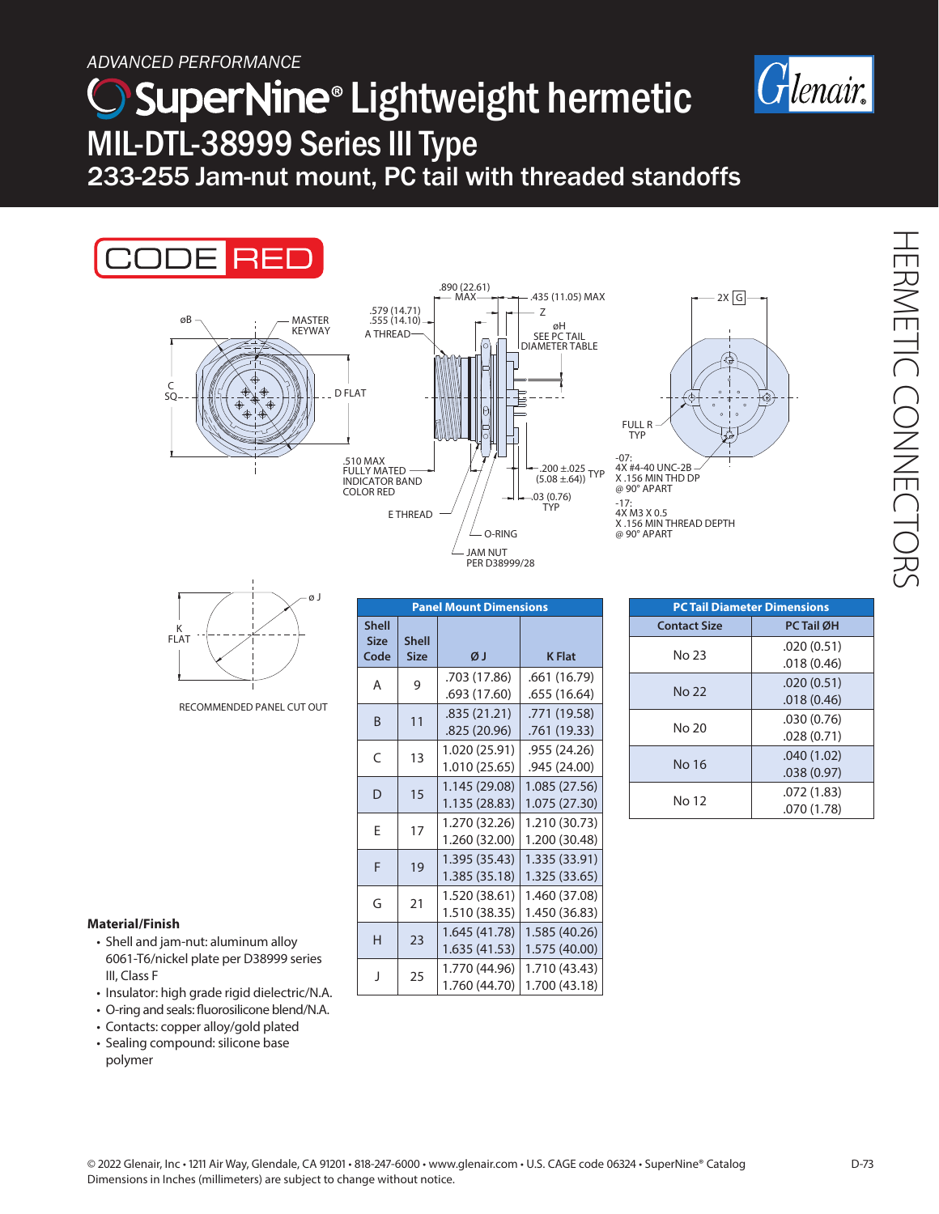*ADVANCED PERFORMANCE*

# SuperNine® Lightweight hermetic

## MIL-DTL-38999 Series III Type

### 233-255 Jam-nut mount, PC tail with threaded standoffs

CODE RED

øB
MASTER KEYWAY
C SQ
D FLAT

.890 (22.61) MAX
.435 (11.05) MAX
.579 (14.71)
.555 (14.10)
A THREAD
Z
øH
SEE PC TAIL DIAMETER TABLE
.510 MAX FULLY MATED INDICATOR BAND COLOR RED
.200 ±.025 (5.08 ±.64) TYP
.03 (0.76) TYP
E THREAD
O-RING
JAM NUT PER D38999/28

2X G
FULL R TYP
-07:
4X #4-40 UNC-2B X .156 MIN THD DP @ 90° APART
-17:
4X M3 X 0.5 X .156 MIN THREAD DEPTH @ 90° APART

ø J
K FLAT
RECOMMENDED PANEL CUT OUT

**Panel Mount Dimensions**

| Shell Size Code | Shell Size | Ø J | K Flat |
|---|---|---|---|
| A | 9 | .703 (17.86) .693 (17.60) | .661 (16.79) .655 (16.64) |
| B | 11 | .835 (21.21) .825 (20.96) | .771 (19.58) .761 (19.33) |
| C | 13 | 1.020 (25.91) 1.010 (25.65) | .955 (24.26) .945 (24.00) |
| D | 15 | 1.145 (29.08) 1.135 (28.83) | 1.085 (27.56) 1.075 (27.30) |
| E | 17 | 1.270 (32.26) 1.260 (32.00) | 1.210 (30.73) 1.200 (30.48) |
| F | 19 | 1.395 (35.43) 1.385 (35.18) | 1.335 (33.91) 1.325 (33.65) |
| G | 21 | 1.520 (38.61) 1.510 (38.35) | 1.460 (37.08) 1.450 (36.83) |
| H | 23 | 1.645 (41.78) 1.635 (41.53) | 1.585 (40.26) 1.575 (40.00) |
| J | 25 | 1.770 (44.96) 1.760 (44.70) | 1.710 (43.43) 1.700 (43.18) |

**PC Tail Diameter Dimensions**

| Contact Size | PC Tail ØH |
|---|---|
| No 23 | .020 (0.51) .018 (0.46) |
| No 22 | .020 (0.51) .018 (0.46) |
| No 20 | .030 (0.76) .028 (0.71) |
| No 16 | .040 (1.02) .038 (0.97) |
| No 12 | .072 (1.83) .070 (1.78) |

**Material/Finish**

- Shell and jam-nut: aluminum alloy 6061-T6/nickel plate per D38999 series III, Class F
- Insulator: high grade rigid dielectric/N.A.
- O-ring and seals: fluorosilicone blend/N.A.
- Contacts: copper alloy/gold plated
- Sealing compound: silicone base polymer

© 2022 Glenair, Inc • 1211 Air Way, Glendale, CA 91201 • 818-247-6000 • www.glenair.com • U.S. CAGE code 06324 • SuperNine® Catalog
Dimensions in Inches (millimeters) are subject to change without notice.